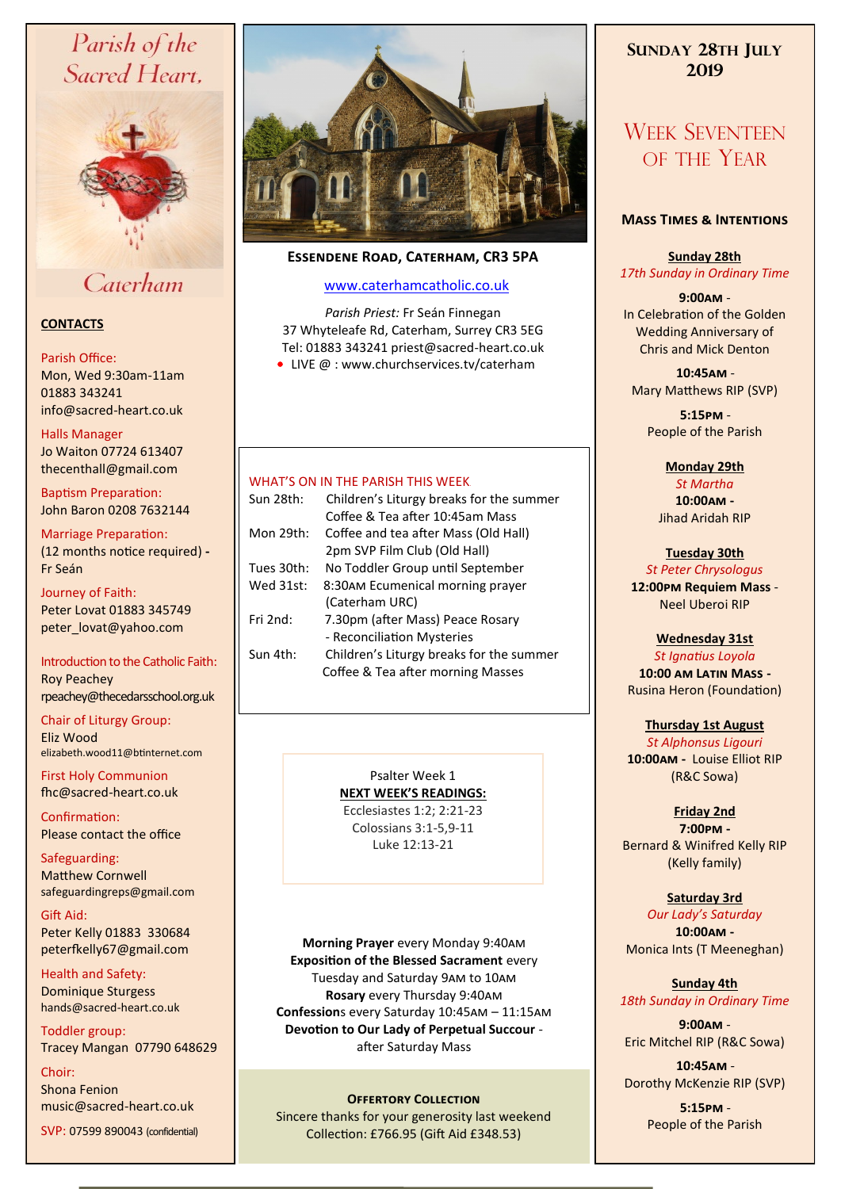# Parish of the Sacred Heart, Caterham

## CONTACTS

Parish Office:
Mon, Wed 9:30am-11am
01883 343241
info@sacred-heart.co.uk

Halls Manager
Jo Waiton 07724 613407
thecenthall@gmail.com

Baptism Preparation:
John Baron 0208 7632144

Marriage Preparation:
(12 months notice required) - Fr Seán

Journey of Faith:
Peter Lovat 01883 345749
peter_lovat@yahoo.com

Introduction to the Catholic Faith:
Roy Peachey
rpeachey@thecedarsschool.org.uk

Chair of Liturgy Group:
Eliz Wood
elizabeth.wood11@btinternet.com

First Holy Communion
fhc@sacred-heart.co.uk

Confirmation:
Please contact the office

Safeguarding:
Matthew Cornwell
safeguardingreps@gmail.com

Gift Aid:
Peter Kelly 01883 330684
peterfkelly67@gmail.com

Health and Safety:
Dominique Sturgess
hands@sacred-heart.co.uk

Toddler group:
Tracey Mangan 07790 648629

Choir:
Shona Fenion
music@sacred-heart.co.uk

SVP: 07599 890043 (confidential)

**ESSENDENE ROAD, CATERHAM, CR3 5PA**

www.caterhamcatholic.co.uk

*Parish Priest:* Fr Seán Finnegan
37 Whyteleafe Rd, Caterham, Surrey CR3 5EG
Tel: 01883 343241 priest@sacred-heart.co.uk
- LIVE @ : www.churchservices.tv/caterham

### WHAT'S ON IN THE PARISH THIS WEEK

| | |
|---|---|
| Sun 28th: | Children's Liturgy breaks for the summer<br>Coffee & Tea after 10:45am Mass |
| Mon 29th: | Coffee and tea after Mass (Old Hall)<br>2pm SVP Film Club (Old Hall) |
| Tues 30th: | No Toddler Group until September |
| Wed 31st: | 8:30AM Ecumenical morning prayer (Caterham URC) |
| Fri 2nd: | 7.30pm (after Mass) Peace Rosary - Reconciliation Mysteries |
| Sun 4th: | Children's Liturgy breaks for the summer<br>Coffee & Tea after morning Masses |

Psalter Week 1

**NEXT WEEK'S READINGS:**
Ecclesiastes 1:2; 2:21-23
Colossians 3:1-5,9-11
Luke 12:13-21

**Morning Prayer** every Monday 9:40AM
**Exposition of the Blessed Sacrament** every Tuesday and Saturday 9AM to 10AM
**Rosary** every Thursday 9:40AM
**Confessions** every Saturday 10:45AM – 11:15AM
**Devotion to Our Lady of Perpetual Succour** - after Saturday Mass

**OFFERTORY COLLECTION**
Sincere thanks for your generosity last weekend
Collection: £766.95 (Gift Aid £348.53)

## SUNDAY 28TH JULY 2019

## WEEK SEVENTEEN OF THE YEAR

### MASS TIMES & INTENTIONS

**Sunday 28th**
*17th Sunday in Ordinary Time*
**9:00AM** - In Celebration of the Golden Wedding Anniversary of Chris and Mick Denton
**10:45AM** - Mary Matthews RIP (SVP)
**5:15PM** - People of the Parish

**Monday 29th**
*St Martha*
**10:00AM** - Jihad Aridah RIP

**Tuesday 30th**
*St Peter Chrysologus*
**12:00PM Requiem Mass** - Neel Uberoi RIP

**Wednesday 31st**
*St Ignatius Loyola*
**10:00 AM LATIN MASS** - Rusina Heron (Foundation)

**Thursday 1st August**
*St Alphonsus Ligouri*
**10:00AM** - Louise Elliot RIP (R&C Sowa)

**Friday 2nd**
**7:00PM** - Bernard & Winifred Kelly RIP (Kelly family)

**Saturday 3rd**
*Our Lady's Saturday*
**10:00AM** - Monica Ints (T Meeneghan)

**Sunday 4th**
*18th Sunday in Ordinary Time*
**9:00AM** - Eric Mitchel RIP (R&C Sowa)
**10:45AM** - Dorothy McKenzie RIP (SVP)
**5:15PM** - People of the Parish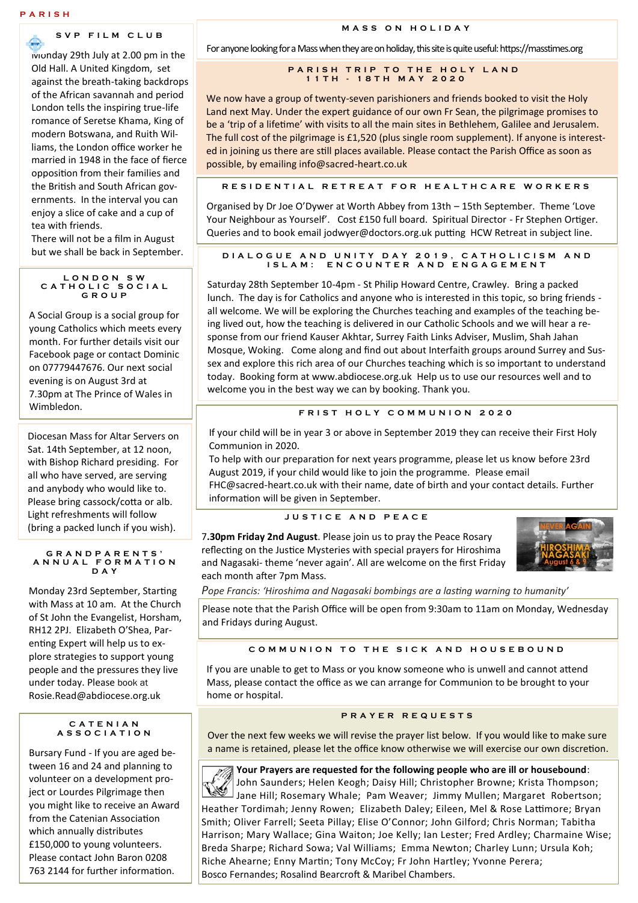# PARISH

## SVP FILM CLUB

Monday 29th July at 2.00 pm in the Old Hall. A United Kingdom, set against the breath-taking backdrops of the African savannah and period London tells the inspiring true-life romance of Seretse Khama, King of modern Botswana, and Ruith Williams, the London office worker he married in 1948 in the face of fierce opposition from their families and the British and South African governments. In the interval you can enjoy a slice of cake and a cup of tea with friends.

There will not be a film in August but we shall be back in September.

## LONDON SW CATHOLIC SOCIAL GROUP

A Social Group is a social group for young Catholics which meets every month. For further details visit our Facebook page or contact Dominic on 07779447676. Our next social evening is on August 3rd at 7.30pm at The Prince of Wales in Wimbledon.

Diocesan Mass for Altar Servers on Sat. 14th September, at 12 noon, with Bishop Richard presiding. For all who have served, are serving and anybody who would like to. Please bring cassock/cotta or alb. Light refreshments will follow (bring a packed lunch if you wish).

## GRANDPARENTS' ANNUAL FORMATION DAY

Monday 23rd September, Starting with Mass at 10 am. At the Church of St John the Evangelist, Horsham, RH12 2PJ. Elizabeth O'Shea, Parenting Expert will help us to explore strategies to support young people and the pressures they live under today. Please book at Rosie.Read@abdiocese.org.uk

## CATENIAN ASSOCIATION

Bursary Fund - If you are aged between 16 and 24 and planning to volunteer on a development project or Lourdes Pilgrimage then you might like to receive an Award from the Catenian Association which annually distributes £150,000 to young volunteers. Please contact John Baron 0208 763 2144 for further information.

## MASS ON HOLIDAY

For anyone looking for a Mass when they are on holiday, this site is quite useful: https://masstimes.org

## PARISH TRIP TO THE HOLY LAND 11TH - 18TH MAY 2020

We now have a group of twenty-seven parishioners and friends booked to visit the Holy Land next May. Under the expert guidance of our own Fr Sean, the pilgrimage promises to be a 'trip of a lifetime' with visits to all the main sites in Bethlehem, Galilee and Jerusalem. The full cost of the pilgrimage is £1,520 (plus single room supplement). If anyone is interested in joining us there are still places available. Please contact the Parish Office as soon as possible, by emailing info@sacred-heart.co.uk

## RESIDENTIAL RETREAT FOR HEALTHCARE WORKERS

Organised by Dr Joe O'Dywer at Worth Abbey from 13th – 15th September. Theme 'Love Your Neighbour as Yourself'. Cost £150 full board. Spiritual Director - Fr Stephen Ortiger. Queries and to book email jodwyer@doctors.org.uk putting HCW Retreat in subject line.

## DIALOGUE AND UNITY DAY 2019, CATHOLICISM AND ISLAM: ENCOUNTER AND ENGAGEMENT

Saturday 28th September 10-4pm - St Philip Howard Centre, Crawley. Bring a packed lunch. The day is for Catholics and anyone who is interested in this topic, so bring friends - all welcome. We will be exploring the Churches teaching and examples of the teaching being lived out, how the teaching is delivered in our Catholic Schools and we will hear a response from our friend Kauser Akhtar, Surrey Faith Links Adviser, Muslim, Shah Jahan Mosque, Woking. Come along and find out about Interfaith groups around Surrey and Sussex and explore this rich area of our Churches teaching which is so important to understand today. Booking form at www.abdiocese.org.uk Help us to use our resources well and to welcome you in the best way we can by booking. Thank you.

## FRIST HOLY COMMUNION 2020

If your child will be in year 3 or above in September 2019 they can receive their First Holy Communion in 2020.

To help with our preparation for next years programme, please let us know before 23rd August 2019, if your child would like to join the programme. Please email FHC@sacred-heart.co.uk with their name, date of birth and your contact details. Further information will be given in September.

## JUSTICE AND PEACE

**7.30pm Friday 2nd August**. Please join us to pray the Peace Rosary reflecting on the Justice Mysteries with special prayers for Hiroshima and Nagasaki- theme 'never again'. All are welcome on the first Friday each month after 7pm Mass.

NEVER AGAIN
HIROSHIMA NAGASAKI
August 6 & 9

*Pope Francis: 'Hiroshima and Nagasaki bombings are a lasting warning to humanity'*

Please note that the Parish Office will be open from 9:30am to 11am on Monday, Wednesday and Fridays during August.

## COMMUNION TO THE SICK AND HOUSEBOUND

If you are unable to get to Mass or you know someone who is unwell and cannot attend Mass, please contact the office as we can arrange for Communion to be brought to your home or hospital.

## PRAYER REQUESTS

Over the next few weeks we will revise the prayer list below. If you would like to make sure a name is retained, please let the office know otherwise we will exercise our own discretion.

**Your Prayers are requested for the following people who are ill or housebound**: John Saunders; Helen Keogh; Daisy Hill; Christopher Browne; Krista Thompson; Jane Hill; Rosemary Whale; Pam Weaver; Jimmy Mullen; Margaret Robertson; Heather Tordimah; Jenny Rowen; Elizabeth Daley; Eileen, Mel & Rose Lattimore; Bryan Smith; Oliver Farrell; Seeta Pillay; Elise O'Connor; John Gilford; Chris Norman; Tabitha Harrison; Mary Wallace; Gina Waiton; Joe Kelly; Ian Lester; Fred Ardley; Charmaine Wise; Breda Sharpe; Richard Sowa; Val Williams; Emma Newton; Charley Lunn; Ursula Koh; Riche Ahearne; Enny Martin; Tony McCoy; Fr John Hartley; Yvonne Perera; Bosco Fernandes; Rosalind Bearcroft & Maribel Chambers.